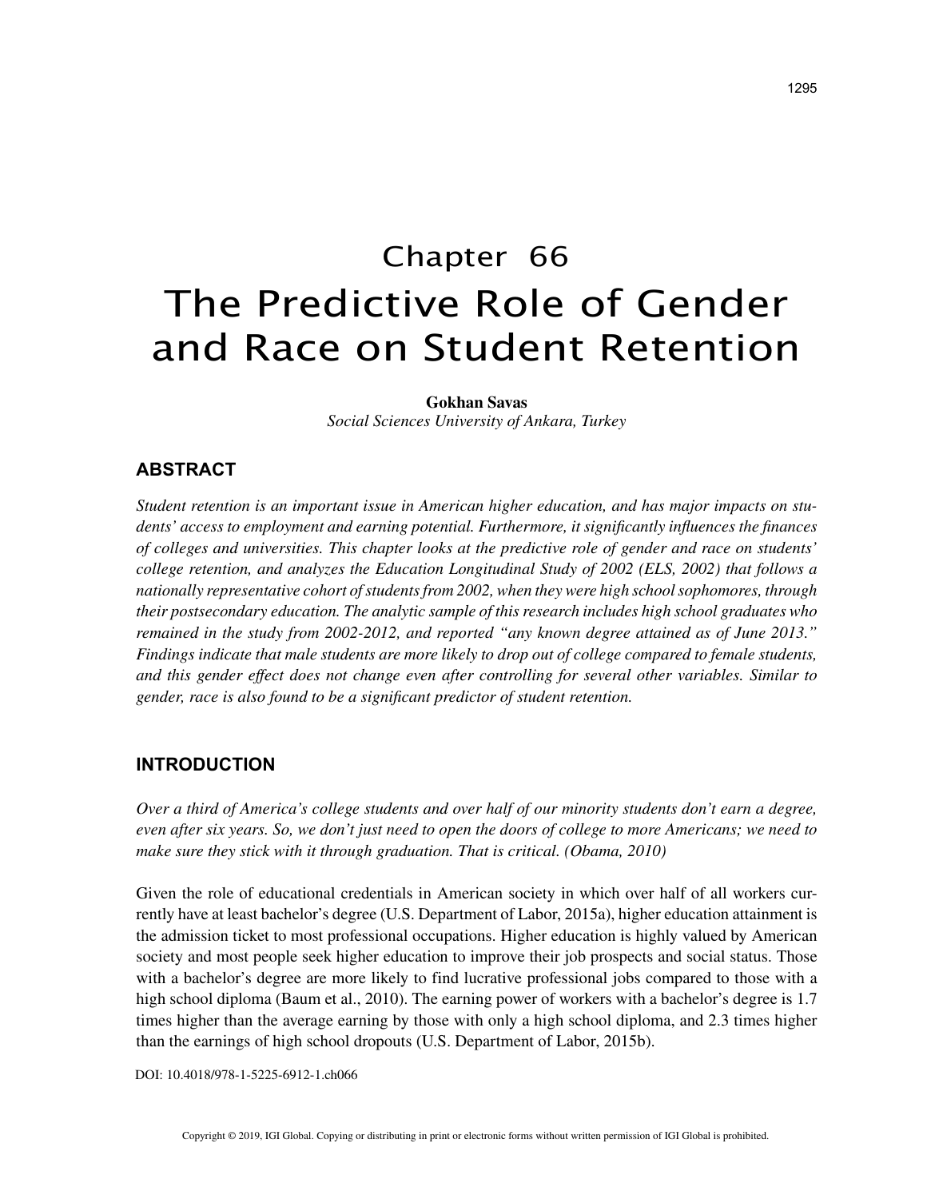# Chapter 66

# The Predictive Role of Gender and Race on Student Retention

**Gokhan Savas**

*Social Sciences University of Ankara, Turkey*

## ABSTRACT

*Student retention is an important issue in American higher education, and has major impacts on students' access to employment and earning potential. Furthermore, it significantly influences the finances of colleges and universities. This chapter looks at the predictive role of gender and race on students' college retention, and analyzes the Education Longitudinal Study of 2002 (ELS, 2002) that follows a nationally representative cohort of students from 2002, when they were high school sophomores, through their postsecondary education. The analytic sample of this research includes high school graduates who remained in the study from 2002-2012, and reported "any known degree attained as of June 2013." Findings indicate that male students are more likely to drop out of college compared to female students, and this gender effect does not change even after controlling for several other variables. Similar to gender, race is also found to be a significant predictor of student retention.*

## INTRODUCTION

*Over a third of America's college students and over half of our minority students don't earn a degree, even after six years. So, we don't just need to open the doors of college to more Americans; we need to make sure they stick with it through graduation. That is critical. (Obama, 2010)*

Given the role of educational credentials in American society in which over half of all workers currently have at least bachelor's degree (U.S. Department of Labor, 2015a), higher education attainment is the admission ticket to most professional occupations. Higher education is highly valued by American society and most people seek higher education to improve their job prospects and social status. Those with a bachelor's degree are more likely to find lucrative professional jobs compared to those with a high school diploma (Baum et al., 2010). The earning power of workers with a bachelor's degree is 1.7 times higher than the average earning by those with only a high school diploma, and 2.3 times higher than the earnings of high school dropouts (U.S. Department of Labor, 2015b).

DOI: 10.4018/978-1-5225-6912-1.ch066

Copyright © 2019, IGI Global. Copying or distributing in print or electronic forms without written permission of IGI Global is prohibited.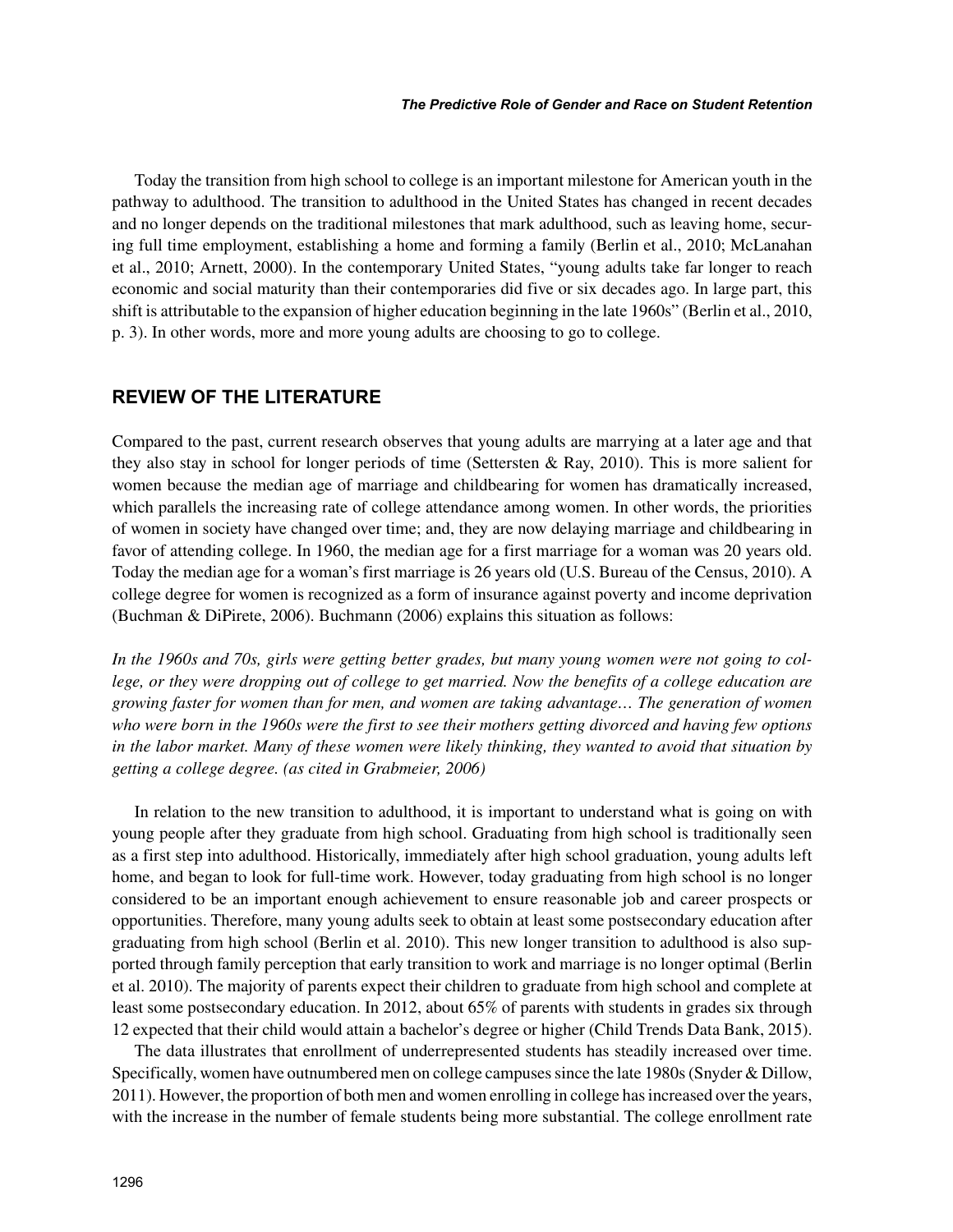Today the transition from high school to college is an important milestone for American youth in the pathway to adulthood. The transition to adulthood in the United States has changed in recent decades and no longer depends on the traditional milestones that mark adulthood, such as leaving home, securing full time employment, establishing a home and forming a family (Berlin et al., 2010; McLanahan et al., 2010; Arnett, 2000). In the contemporary United States, "young adults take far longer to reach economic and social maturity than their contemporaries did five or six decades ago. In large part, this shift is attributable to the expansion of higher education beginning in the late 1960s" (Berlin et al., 2010, p. 3). In other words, more and more young adults are choosing to go to college.

## REVIEW OF THE LITERATURE

Compared to the past, current research observes that young adults are marrying at a later age and that they also stay in school for longer periods of time (Settersten & Ray, 2010). This is more salient for women because the median age of marriage and childbearing for women has dramatically increased, which parallels the increasing rate of college attendance among women. In other words, the priorities of women in society have changed over time; and, they are now delaying marriage and childbearing in favor of attending college. In 1960, the median age for a first marriage for a woman was 20 years old. Today the median age for a woman's first marriage is 26 years old (U.S. Bureau of the Census, 2010). A college degree for women is recognized as a form of insurance against poverty and income deprivation (Buchman & DiPirete, 2006). Buchmann (2006) explains this situation as follows:

*In the 1960s and 70s, girls were getting better grades, but many young women were not going to college, or they were dropping out of college to get married. Now the benefits of a college education are growing faster for women than for men, and women are taking advantage… The generation of women who were born in the 1960s were the first to see their mothers getting divorced and having few options in the labor market. Many of these women were likely thinking, they wanted to avoid that situation by getting a college degree. (as cited in Grabmeier, 2006)*

In relation to the new transition to adulthood, it is important to understand what is going on with young people after they graduate from high school. Graduating from high school is traditionally seen as a first step into adulthood. Historically, immediately after high school graduation, young adults left home, and began to look for full-time work. However, today graduating from high school is no longer considered to be an important enough achievement to ensure reasonable job and career prospects or opportunities. Therefore, many young adults seek to obtain at least some postsecondary education after graduating from high school (Berlin et al. 2010). This new longer transition to adulthood is also supported through family perception that early transition to work and marriage is no longer optimal (Berlin et al. 2010). The majority of parents expect their children to graduate from high school and complete at least some postsecondary education. In 2012, about 65% of parents with students in grades six through 12 expected that their child would attain a bachelor's degree or higher (Child Trends Data Bank, 2015).

The data illustrates that enrollment of underrepresented students has steadily increased over time. Specifically, women have outnumbered men on college campuses since the late 1980s (Snyder & Dillow, 2011). However, the proportion of both men and women enrolling in college has increased over the years, with the increase in the number of female students being more substantial. The college enrollment rate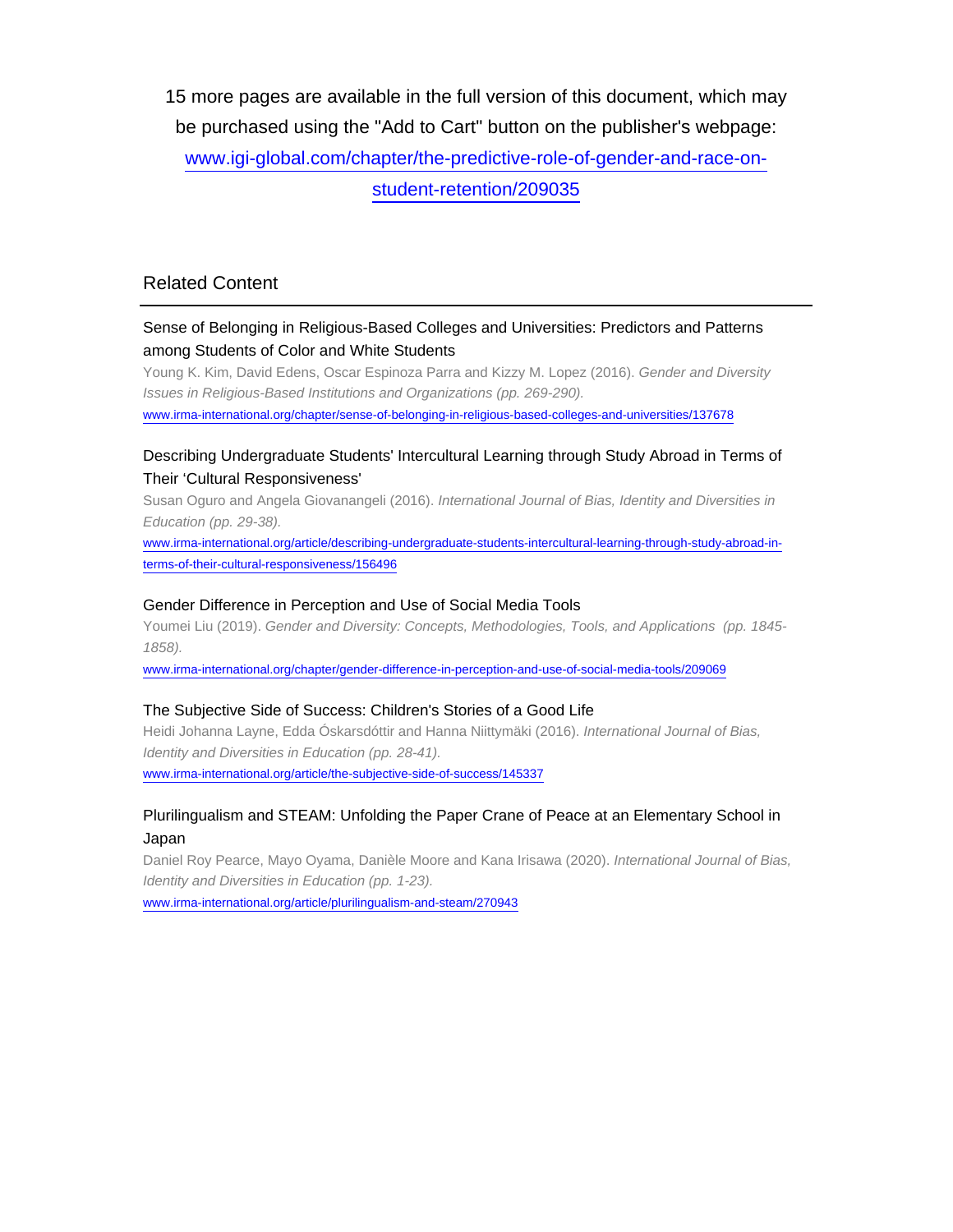15 more pages are available in the full version of this document, which may be purchased using the "Add to Cart" button on the publisher's webpage: [www.igi-global.com/chapter/the-predictive-role-of-gender-and-race-on-student-retention/209035](www.igi-global.com/chapter/the-predictive-role-of-gender-and-race-on-student-retention/209035)

## Related Content

**Sense of Belonging in Religious-Based Colleges and Universities: Predictors and Patterns among Students of Color and White Students**

Young K. Kim, David Edens, Oscar Espinoza Parra and Kizzy M. Lopez (2016). *Gender and Diversity Issues in Religious-Based Institutions and Organizations (pp. 269-290).*

[www.irma-international.org/chapter/sense-of-belonging-in-religious-based-colleges-and-universities/137678](www.irma-international.org/chapter/sense-of-belonging-in-religious-based-colleges-and-universities/137678)

**Describing Undergraduate Students' Intercultural Learning through Study Abroad in Terms of Their 'Cultural Responsiveness'**

Susan Oguro and Angela Giovanangeli (2016). *International Journal of Bias, Identity and Diversities in Education (pp. 29-38).*

[www.irma-international.org/article/describing-undergraduate-students-intercultural-learning-through-study-abroad-in-terms-of-their-cultural-responsiveness/156496](www.irma-international.org/article/describing-undergraduate-students-intercultural-learning-through-study-abroad-in-terms-of-their-cultural-responsiveness/156496)

**Gender Difference in Perception and Use of Social Media Tools**

Youmei Liu (2019). *Gender and Diversity: Concepts, Methodologies, Tools, and Applications (pp. 1845-1858).*

[www.irma-international.org/chapter/gender-difference-in-perception-and-use-of-social-media-tools/209069](www.irma-international.org/chapter/gender-difference-in-perception-and-use-of-social-media-tools/209069)

**The Subjective Side of Success: Children's Stories of a Good Life**

Heidi Johanna Layne, Edda Óskarsdóttir and Hanna Niittymäki (2016). *International Journal of Bias, Identity and Diversities in Education (pp. 28-41).*

[www.irma-international.org/article/the-subjective-side-of-success/145337](www.irma-international.org/article/the-subjective-side-of-success/145337)

**Plurilingualism and STEAM: Unfolding the Paper Crane of Peace at an Elementary School in Japan**

Daniel Roy Pearce, Mayo Oyama, Danièle Moore and Kana Irisawa (2020). *International Journal of Bias, Identity and Diversities in Education (pp. 1-23).*

[www.irma-international.org/article/plurilingualism-and-steam/270943](www.irma-international.org/article/plurilingualism-and-steam/270943)